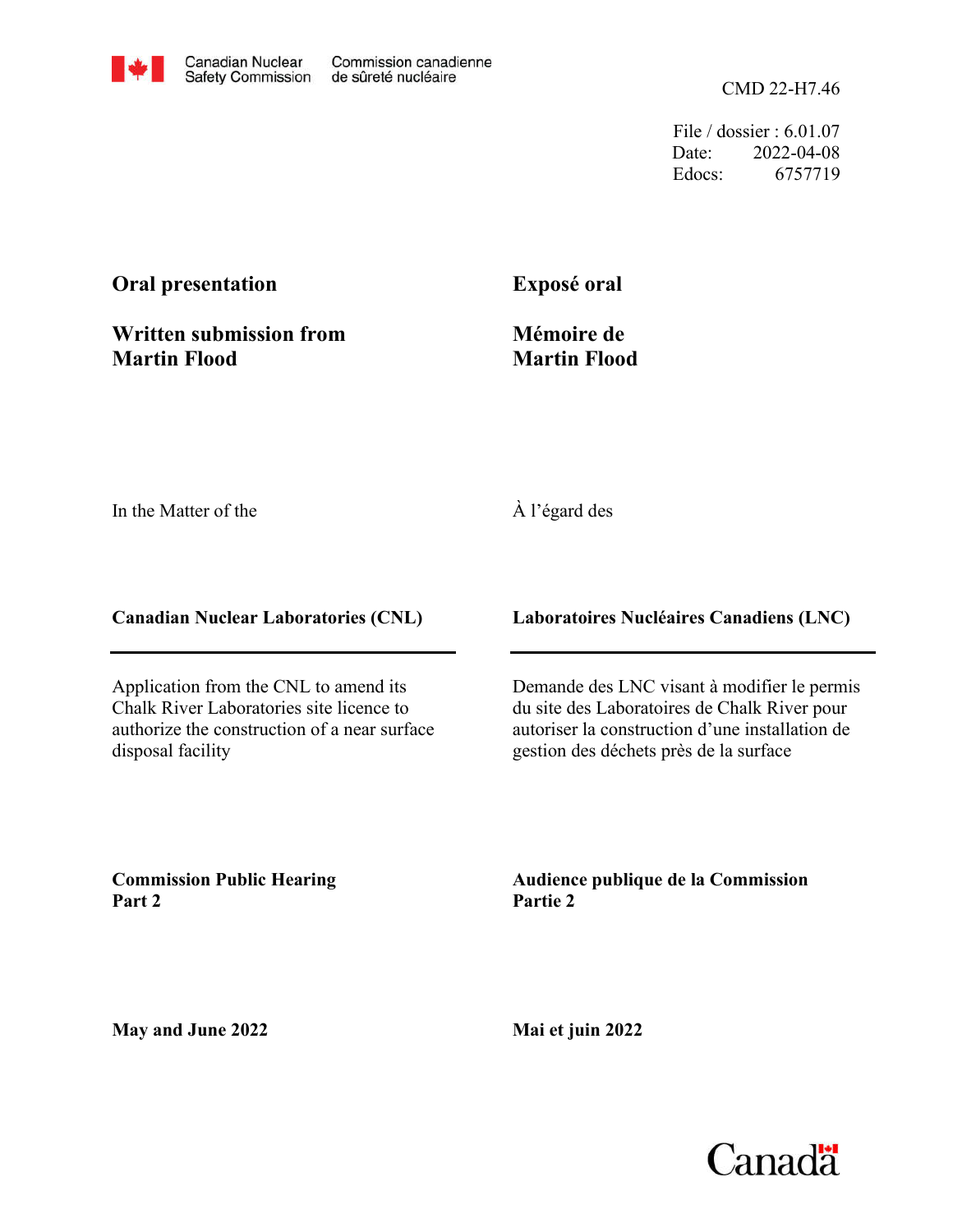Canadian Nuclear Safety Commission | Commission canadienne de sûreté nucléaire

CMD 22-H7.46

File / dossier : 6.01.07
Date: 2022-04-08
Edocs: 6757719

**Oral presentation**

**Written submission from Martin Flood**

**Exposé oral**

**Mémoire de Martin Flood**

In the Matter of the

À l'égard des

**Canadian Nuclear Laboratories (CNL)**

**Laboratoires Nucléaires Canadiens (LNC)**

Application from the CNL to amend its Chalk River Laboratories site licence to authorize the construction of a near surface disposal facility

Demande des LNC visant à modifier le permis du site des Laboratoires de Chalk River pour autoriser la construction d'une installation de gestion des déchets près de la surface

**Commission Public Hearing Part 2**

**Audience publique de la Commission Partie 2**

**May and June 2022**

**Mai et juin 2022**

Canada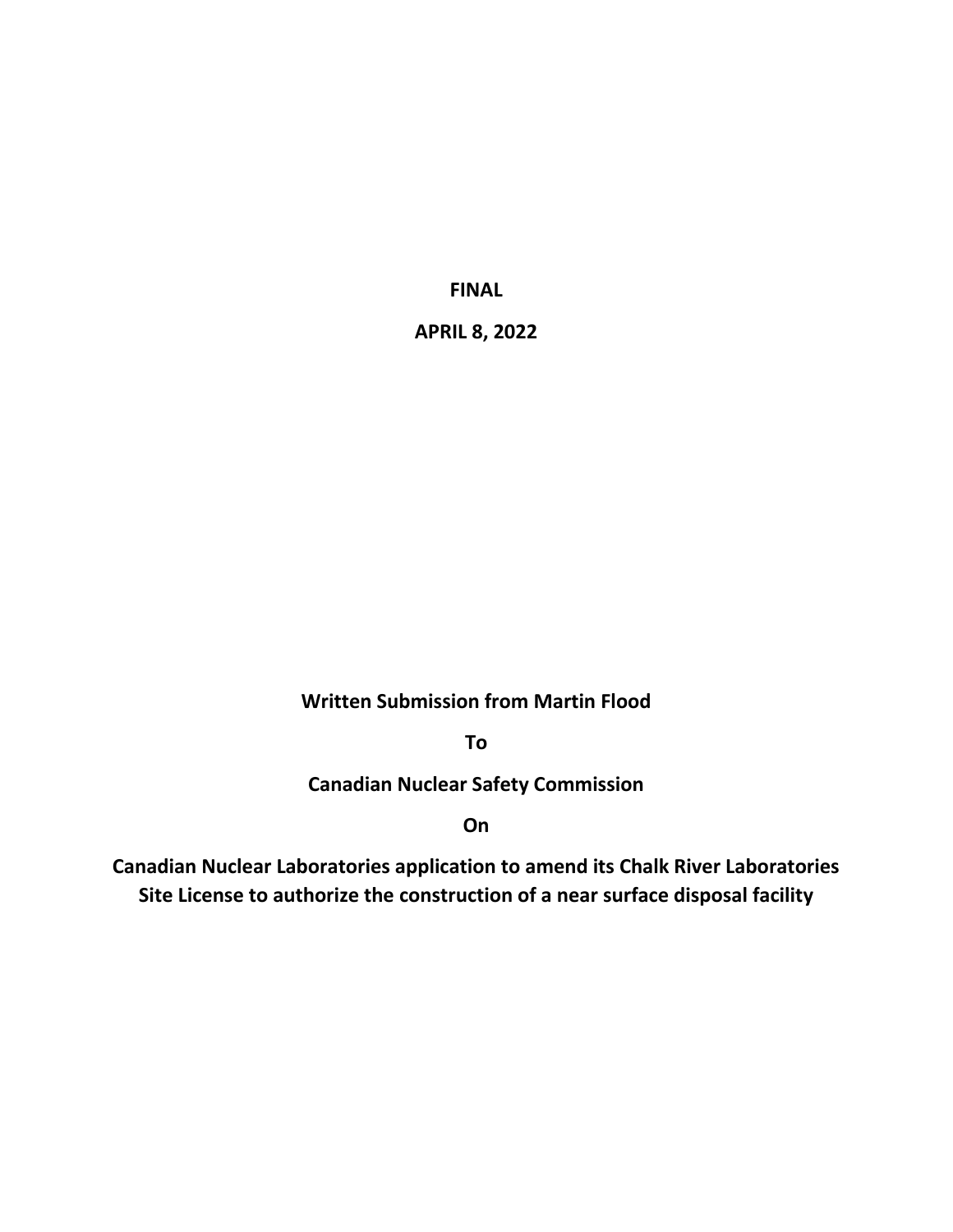**FINAL**

**APRIL 8, 2022**

**Written Submission from Martin Flood**

**To**

**Canadian Nuclear Safety Commission**

**On**

**Canadian Nuclear Laboratories application to amend its Chalk River Laboratories Site License to authorize the construction of a near surface disposal facility**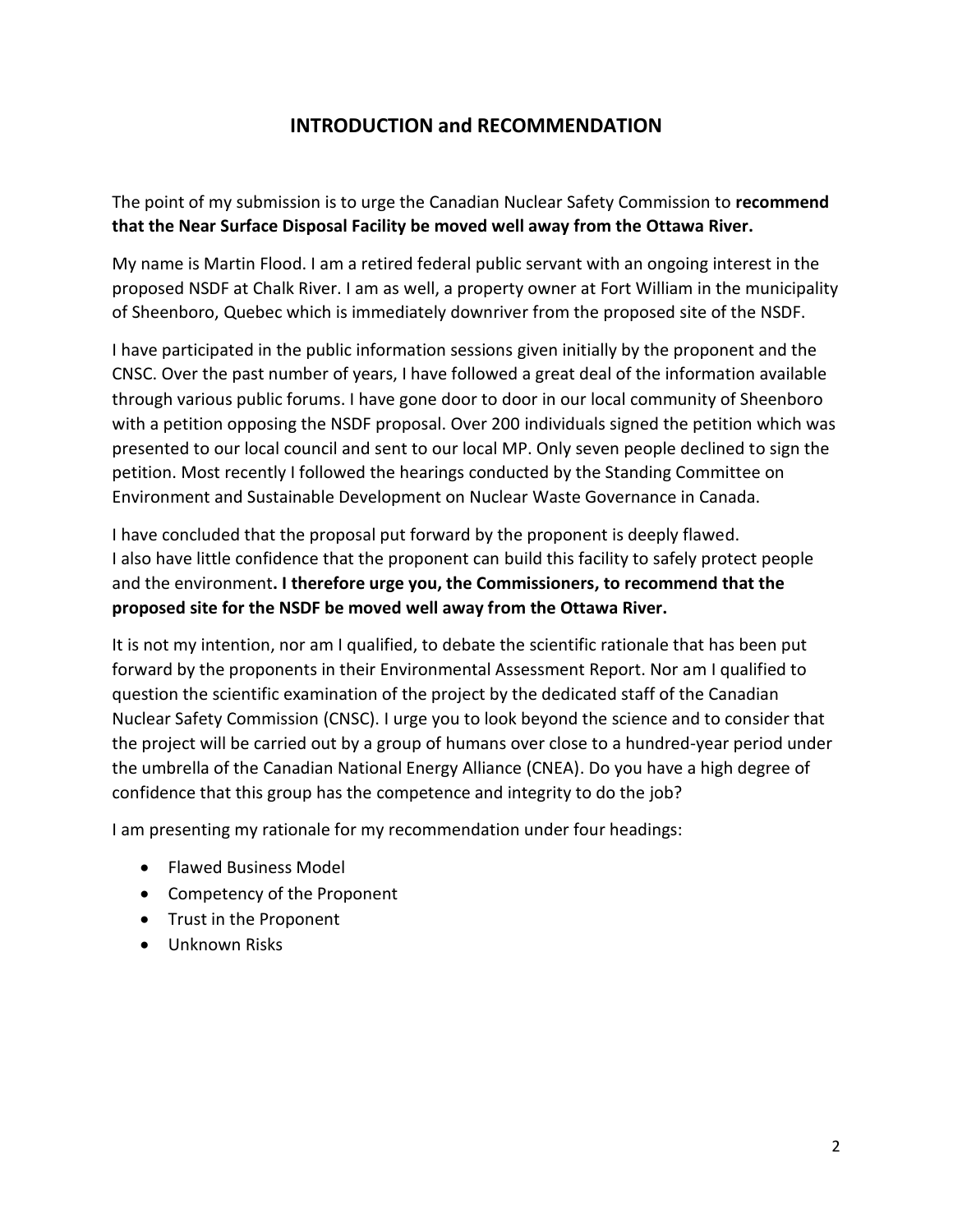## INTRODUCTION and RECOMMENDATION

The point of my submission is to urge the Canadian Nuclear Safety Commission to **recommend that the Near Surface Disposal Facility be moved well away from the Ottawa River.**

My name is Martin Flood. I am a retired federal public servant with an ongoing interest in the proposed NSDF at Chalk River. I am as well, a property owner at Fort William in the municipality of Sheenboro, Quebec which is immediately downriver from the proposed site of the NSDF.

I have participated in the public information sessions given initially by the proponent and the CNSC. Over the past number of years, I have followed a great deal of the information available through various public forums. I have gone door to door in our local community of Sheenboro with a petition opposing the NSDF proposal. Over 200 individuals signed the petition which was presented to our local council and sent to our local MP. Only seven people declined to sign the petition. Most recently I followed the hearings conducted by the Standing Committee on Environment and Sustainable Development on Nuclear Waste Governance in Canada.

I have concluded that the proposal put forward by the proponent is deeply flawed. I also have little confidence that the proponent can build this facility to safely protect people and the environment**. I therefore urge you, the Commissioners, to recommend that the proposed site for the NSDF be moved well away from the Ottawa River.**

It is not my intention, nor am I qualified, to debate the scientific rationale that has been put forward by the proponents in their Environmental Assessment Report. Nor am I qualified to question the scientific examination of the project by the dedicated staff of the Canadian Nuclear Safety Commission (CNSC). I urge you to look beyond the science and to consider that the project will be carried out by a group of humans over close to a hundred-year period under the umbrella of the Canadian National Energy Alliance (CNEA). Do you have a high degree of confidence that this group has the competence and integrity to do the job?

I am presenting my rationale for my recommendation under four headings:

- Flawed Business Model
- Competency of the Proponent
- Trust in the Proponent
- Unknown Risks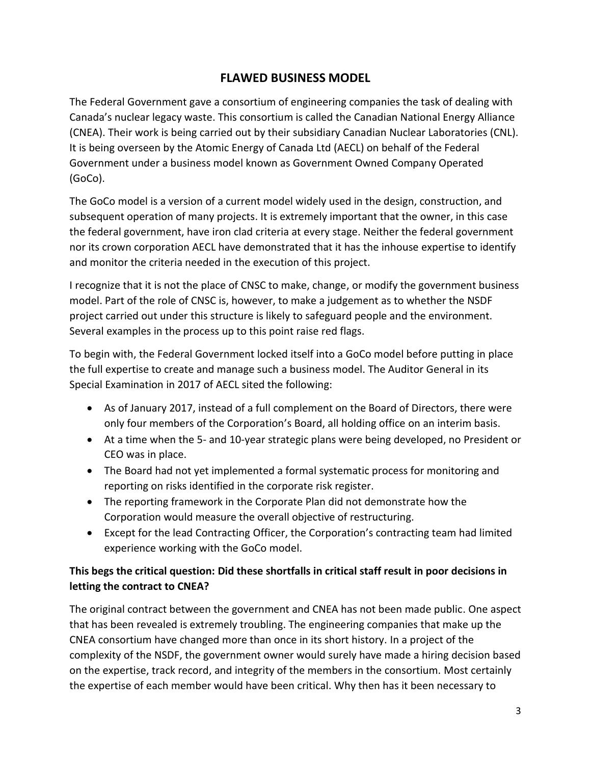## FLAWED BUSINESS MODEL

The Federal Government gave a consortium of engineering companies the task of dealing with Canada's nuclear legacy waste. This consortium is called the Canadian National Energy Alliance (CNEA). Their work is being carried out by their subsidiary Canadian Nuclear Laboratories (CNL). It is being overseen by the Atomic Energy of Canada Ltd (AECL) on behalf of the Federal Government under a business model known as Government Owned Company Operated (GoCo).

The GoCo model is a version of a current model widely used in the design, construction, and subsequent operation of many projects. It is extremely important that the owner, in this case the federal government, have iron clad criteria at every stage. Neither the federal government nor its crown corporation AECL have demonstrated that it has the inhouse expertise to identify and monitor the criteria needed in the execution of this project.

I recognize that it is not the place of CNSC to make, change, or modify the government business model. Part of the role of CNSC is, however, to make a judgement as to whether the NSDF project carried out under this structure is likely to safeguard people and the environment. Several examples in the process up to this point raise red flags.

To begin with, the Federal Government locked itself into a GoCo model before putting in place the full expertise to create and manage such a business model. The Auditor General in its Special Examination in 2017 of AECL sited the following:

- As of January 2017, instead of a full complement on the Board of Directors, there were only four members of the Corporation's Board, all holding office on an interim basis.
- At a time when the 5- and 10-year strategic plans were being developed, no President or CEO was in place.
- The Board had not yet implemented a formal systematic process for monitoring and reporting on risks identified in the corporate risk register.
- The reporting framework in the Corporate Plan did not demonstrate how the Corporation would measure the overall objective of restructuring.
- Except for the lead Contracting Officer, the Corporation's contracting team had limited experience working with the GoCo model.

**This begs the critical question: Did these shortfalls in critical staff result in poor decisions in letting the contract to CNEA?**

The original contract between the government and CNEA has not been made public. One aspect that has been revealed is extremely troubling. The engineering companies that make up the CNEA consortium have changed more than once in its short history. In a project of the complexity of the NSDF, the government owner would surely have made a hiring decision based on the expertise, track record, and integrity of the members in the consortium. Most certainly the expertise of each member would have been critical. Why then has it been necessary to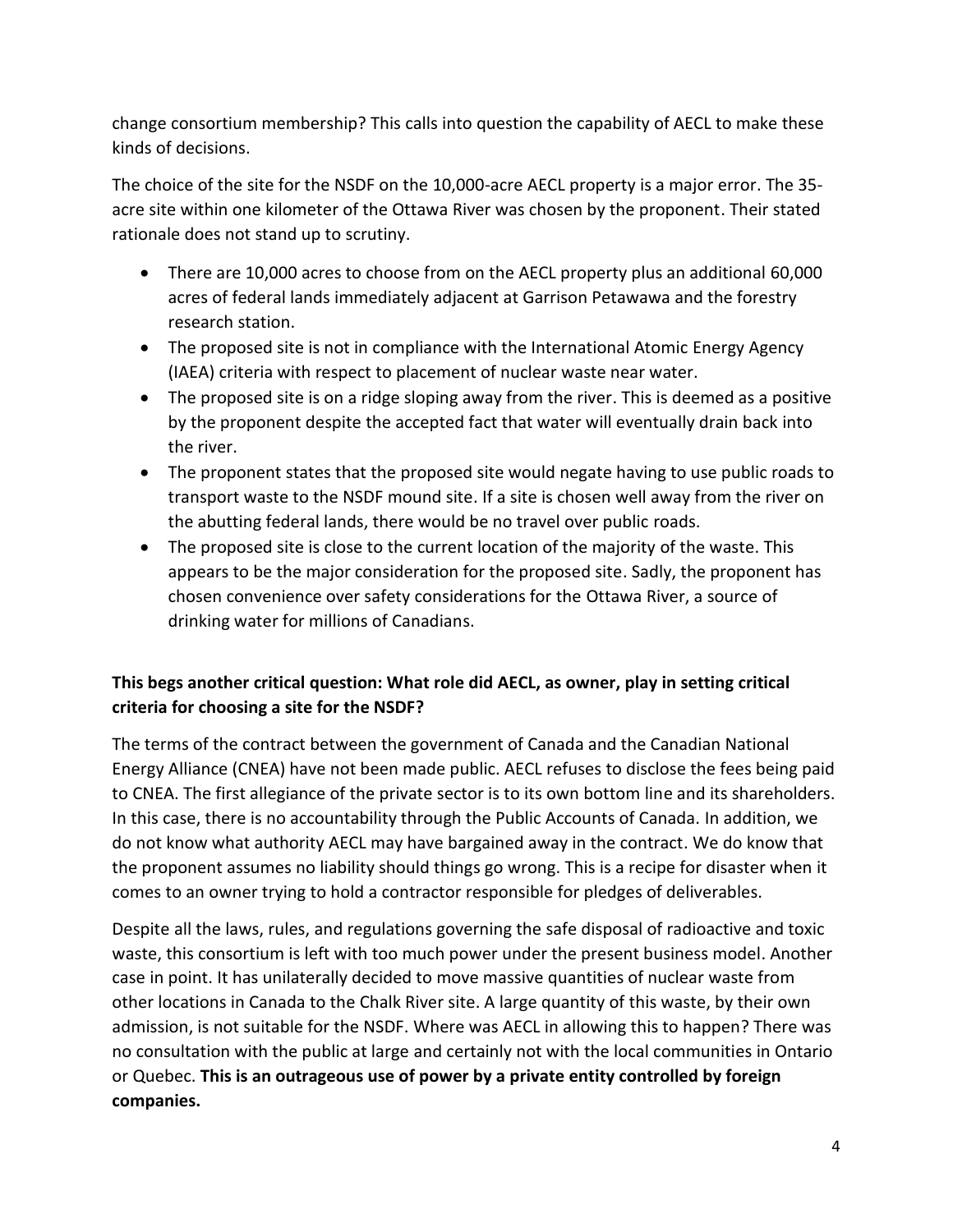change consortium membership? This calls into question the capability of AECL to make these kinds of decisions.

The choice of the site for the NSDF on the 10,000-acre AECL property is a major error. The 35-acre site within one kilometer of the Ottawa River was chosen by the proponent. Their stated rationale does not stand up to scrutiny.

- There are 10,000 acres to choose from on the AECL property plus an additional 60,000 acres of federal lands immediately adjacent at Garrison Petawawa and the forestry research station.
- The proposed site is not in compliance with the International Atomic Energy Agency (IAEA) criteria with respect to placement of nuclear waste near water.
- The proposed site is on a ridge sloping away from the river. This is deemed as a positive by the proponent despite the accepted fact that water will eventually drain back into the river.
- The proponent states that the proposed site would negate having to use public roads to transport waste to the NSDF mound site. If a site is chosen well away from the river on the abutting federal lands, there would be no travel over public roads.
- The proposed site is close to the current location of the majority of the waste. This appears to be the major consideration for the proposed site. Sadly, the proponent has chosen convenience over safety considerations for the Ottawa River, a source of drinking water for millions of Canadians.

**This begs another critical question: What role did AECL, as owner, play in setting critical criteria for choosing a site for the NSDF?**

The terms of the contract between the government of Canada and the Canadian National Energy Alliance (CNEA) have not been made public. AECL refuses to disclose the fees being paid to CNEA. The first allegiance of the private sector is to its own bottom line and its shareholders. In this case, there is no accountability through the Public Accounts of Canada. In addition, we do not know what authority AECL may have bargained away in the contract. We do know that the proponent assumes no liability should things go wrong. This is a recipe for disaster when it comes to an owner trying to hold a contractor responsible for pledges of deliverables.

Despite all the laws, rules, and regulations governing the safe disposal of radioactive and toxic waste, this consortium is left with too much power under the present business model. Another case in point. It has unilaterally decided to move massive quantities of nuclear waste from other locations in Canada to the Chalk River site. A large quantity of this waste, by their own admission, is not suitable for the NSDF. Where was AECL in allowing this to happen? There was no consultation with the public at large and certainly not with the local communities in Ontario or Quebec. **This is an outrageous use of power by a private entity controlled by foreign companies.**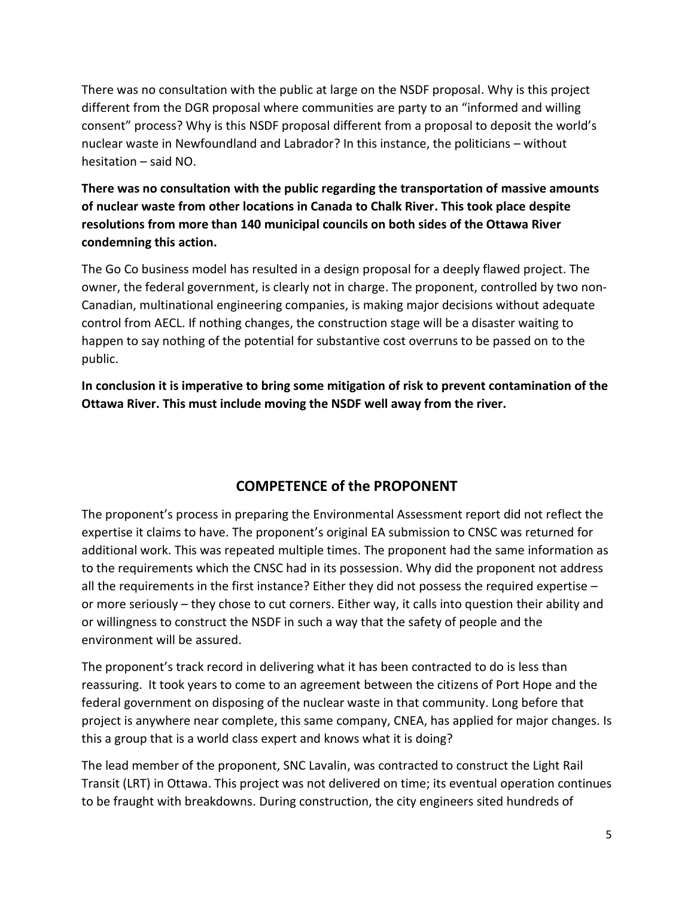There was no consultation with the public at large on the NSDF proposal. Why is this project different from the DGR proposal where communities are party to an "informed and willing consent" process? Why is this NSDF proposal different from a proposal to deposit the world's nuclear waste in Newfoundland and Labrador? In this instance, the politicians – without hesitation – said NO.

**There was no consultation with the public regarding the transportation of massive amounts of nuclear waste from other locations in Canada to Chalk River. This took place despite resolutions from more than 140 municipal councils on both sides of the Ottawa River condemning this action.**

The Go Co business model has resulted in a design proposal for a deeply flawed project. The owner, the federal government, is clearly not in charge. The proponent, controlled by two non-Canadian, multinational engineering companies, is making major decisions without adequate control from AECL. If nothing changes, the construction stage will be a disaster waiting to happen to say nothing of the potential for substantive cost overruns to be passed on to the public.

**In conclusion it is imperative to bring some mitigation of risk to prevent contamination of the Ottawa River. This must include moving the NSDF well away from the river.**

## COMPETENCE of the PROPONENT

The proponent's process in preparing the Environmental Assessment report did not reflect the expertise it claims to have. The proponent's original EA submission to CNSC was returned for additional work. This was repeated multiple times. The proponent had the same information as to the requirements which the CNSC had in its possession. Why did the proponent not address all the requirements in the first instance? Either they did not possess the required expertise – or more seriously – they chose to cut corners. Either way, it calls into question their ability and or willingness to construct the NSDF in such a way that the safety of people and the environment will be assured.

The proponent's track record in delivering what it has been contracted to do is less than reassuring. It took years to come to an agreement between the citizens of Port Hope and the federal government on disposing of the nuclear waste in that community. Long before that project is anywhere near complete, this same company, CNEA, has applied for major changes. Is this a group that is a world class expert and knows what it is doing?

The lead member of the proponent, SNC Lavalin, was contracted to construct the Light Rail Transit (LRT) in Ottawa. This project was not delivered on time; its eventual operation continues to be fraught with breakdowns. During construction, the city engineers sited hundreds of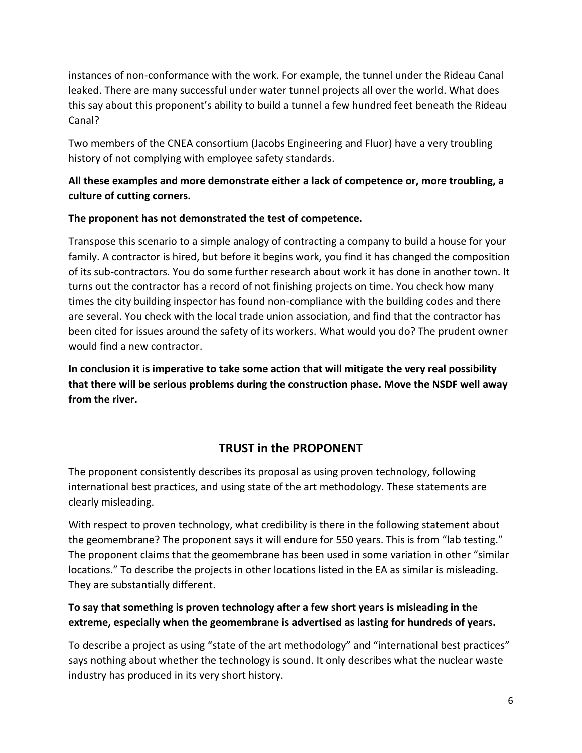instances of non-conformance with the work. For example, the tunnel under the Rideau Canal leaked. There are many successful under water tunnel projects all over the world. What does this say about this proponent's ability to build a tunnel a few hundred feet beneath the Rideau Canal?

Two members of the CNEA consortium (Jacobs Engineering and Fluor) have a very troubling history of not complying with employee safety standards.

**All these examples and more demonstrate either a lack of competence or, more troubling, a culture of cutting corners.**

**The proponent has not demonstrated the test of competence.**

Transpose this scenario to a simple analogy of contracting a company to build a house for your family. A contractor is hired, but before it begins work, you find it has changed the composition of its sub-contractors. You do some further research about work it has done in another town. It turns out the contractor has a record of not finishing projects on time. You check how many times the city building inspector has found non-compliance with the building codes and there are several. You check with the local trade union association, and find that the contractor has been cited for issues around the safety of its workers. What would you do? The prudent owner would find a new contractor.

**In conclusion it is imperative to take some action that will mitigate the very real possibility that there will be serious problems during the construction phase. Move the NSDF well away from the river.**

## TRUST in the PROPONENT

The proponent consistently describes its proposal as using proven technology, following international best practices, and using state of the art methodology. These statements are clearly misleading.

With respect to proven technology, what credibility is there in the following statement about the geomembrane? The proponent says it will endure for 550 years. This is from "lab testing." The proponent claims that the geomembrane has been used in some variation in other "similar locations." To describe the projects in other locations listed in the EA as similar is misleading. They are substantially different.

**To say that something is proven technology after a few short years is misleading in the extreme, especially when the geomembrane is advertised as lasting for hundreds of years.**

To describe a project as using "state of the art methodology" and "international best practices" says nothing about whether the technology is sound. It only describes what the nuclear waste industry has produced in its very short history.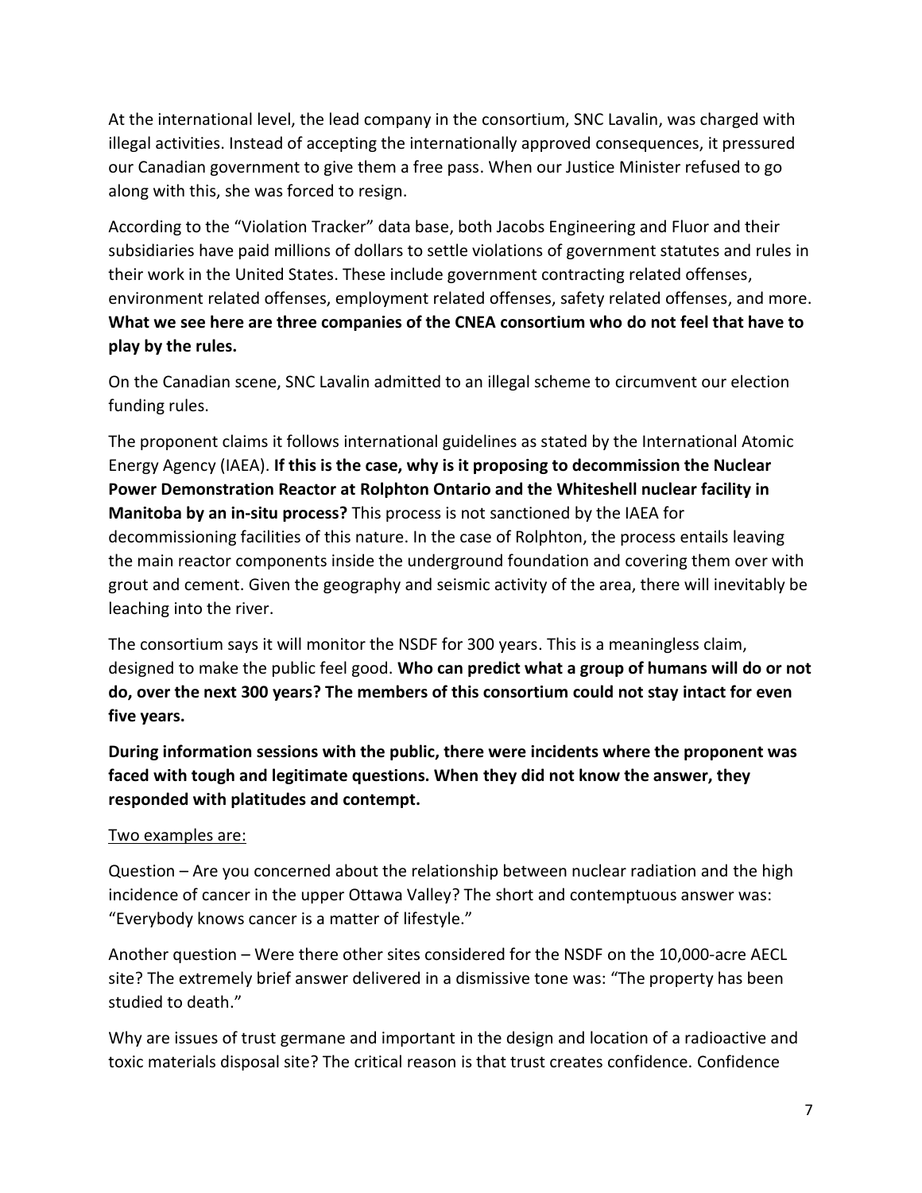At the international level, the lead company in the consortium, SNC Lavalin, was charged with illegal activities. Instead of accepting the internationally approved consequences, it pressured our Canadian government to give them a free pass. When our Justice Minister refused to go along with this, she was forced to resign.

According to the "Violation Tracker" data base, both Jacobs Engineering and Fluor and their subsidiaries have paid millions of dollars to settle violations of government statutes and rules in their work in the United States. These include government contracting related offenses, environment related offenses, employment related offenses, safety related offenses, and more. **What we see here are three companies of the CNEA consortium who do not feel that have to play by the rules.**

On the Canadian scene, SNC Lavalin admitted to an illegal scheme to circumvent our election funding rules.

The proponent claims it follows international guidelines as stated by the International Atomic Energy Agency (IAEA). **If this is the case, why is it proposing to decommission the Nuclear Power Demonstration Reactor at Rolphton Ontario and the Whiteshell nuclear facility in Manitoba by an in-situ process?** This process is not sanctioned by the IAEA for decommissioning facilities of this nature. In the case of Rolphton, the process entails leaving the main reactor components inside the underground foundation and covering them over with grout and cement. Given the geography and seismic activity of the area, there will inevitably be leaching into the river.

The consortium says it will monitor the NSDF for 300 years. This is a meaningless claim, designed to make the public feel good. **Who can predict what a group of humans will do or not do, over the next 300 years? The members of this consortium could not stay intact for even five years.**

**During information sessions with the public, there were incidents where the proponent was faced with tough and legitimate questions. When they did not know the answer, they responded with platitudes and contempt.**

<u>Two examples are:</u>

Question – Are you concerned about the relationship between nuclear radiation and the high incidence of cancer in the upper Ottawa Valley? The short and contemptuous answer was: "Everybody knows cancer is a matter of lifestyle."

Another question – Were there other sites considered for the NSDF on the 10,000-acre AECL site? The extremely brief answer delivered in a dismissive tone was: "The property has been studied to death."

Why are issues of trust germane and important in the design and location of a radioactive and toxic materials disposal site? The critical reason is that trust creates confidence. Confidence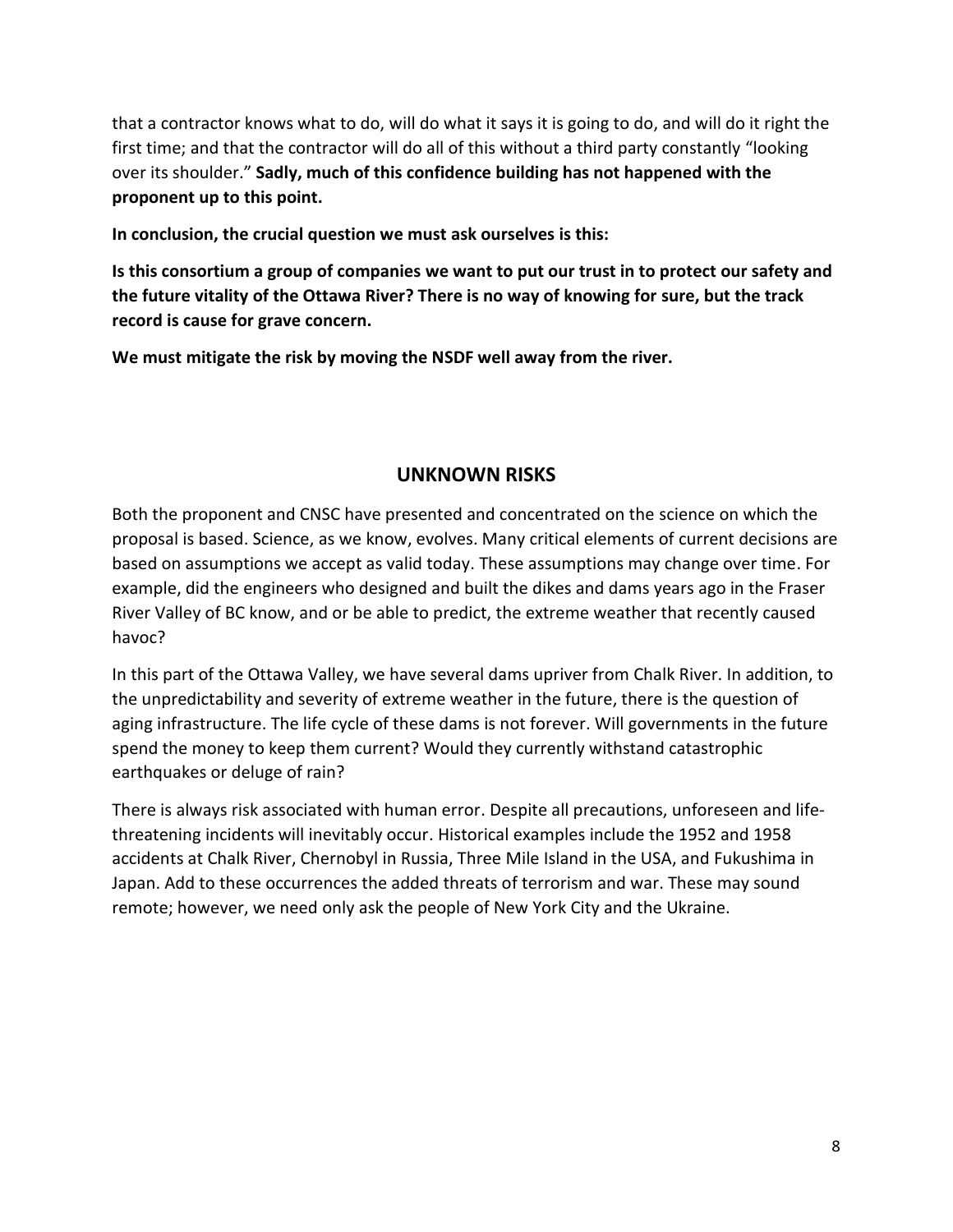that a contractor knows what to do, will do what it says it is going to do, and will do it right the first time; and that the contractor will do all of this without a third party constantly "looking over its shoulder." **Sadly, much of this confidence building has not happened with the proponent up to this point.**

**In conclusion, the crucial question we must ask ourselves is this:**

**Is this consortium a group of companies we want to put our trust in to protect our safety and the future vitality of the Ottawa River? There is no way of knowing for sure, but the track record is cause for grave concern.**

**We must mitigate the risk by moving the NSDF well away from the river.**

## UNKNOWN RISKS

Both the proponent and CNSC have presented and concentrated on the science on which the proposal is based. Science, as we know, evolves. Many critical elements of current decisions are based on assumptions we accept as valid today. These assumptions may change over time. For example, did the engineers who designed and built the dikes and dams years ago in the Fraser River Valley of BC know, and or be able to predict, the extreme weather that recently caused havoc?

In this part of the Ottawa Valley, we have several dams upriver from Chalk River. In addition, to the unpredictability and severity of extreme weather in the future, there is the question of aging infrastructure. The life cycle of these dams is not forever. Will governments in the future spend the money to keep them current? Would they currently withstand catastrophic earthquakes or deluge of rain?

There is always risk associated with human error. Despite all precautions, unforeseen and life-threatening incidents will inevitably occur. Historical examples include the 1952 and 1958 accidents at Chalk River, Chernobyl in Russia, Three Mile Island in the USA, and Fukushima in Japan. Add to these occurrences the added threats of terrorism and war. These may sound remote; however, we need only ask the people of New York City and the Ukraine.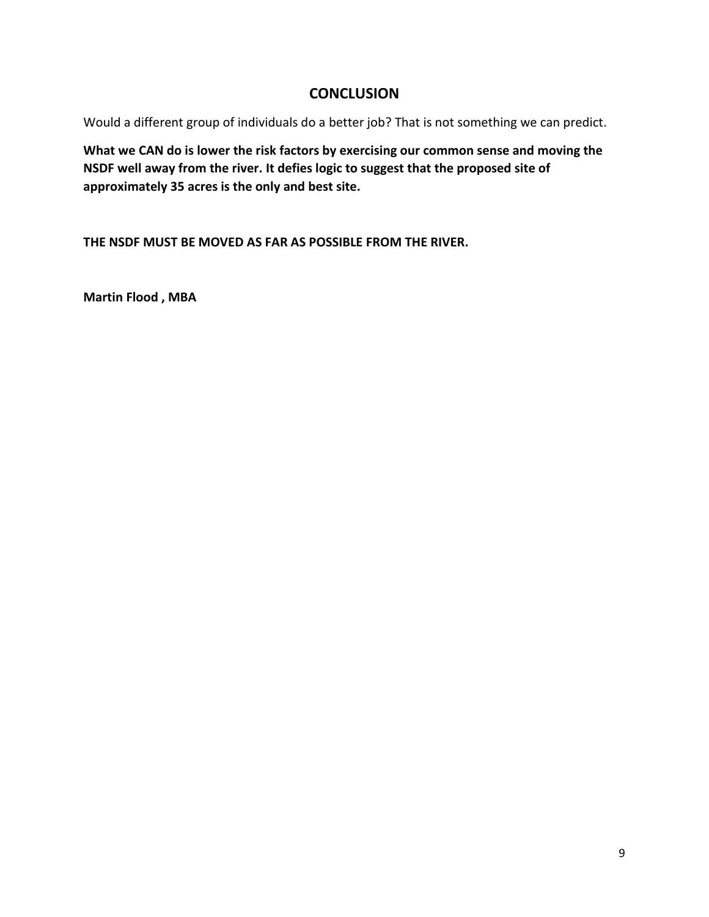## CONCLUSION

Would a different group of individuals do a better job? That is not something we can predict.

**What we CAN do is lower the risk factors by exercising our common sense and moving the NSDF well away from the river. It defies logic to suggest that the proposed site of approximately 35 acres is the only and best site.**

**THE NSDF MUST BE MOVED AS FAR AS POSSIBLE FROM THE RIVER.**

**Martin Flood , MBA**